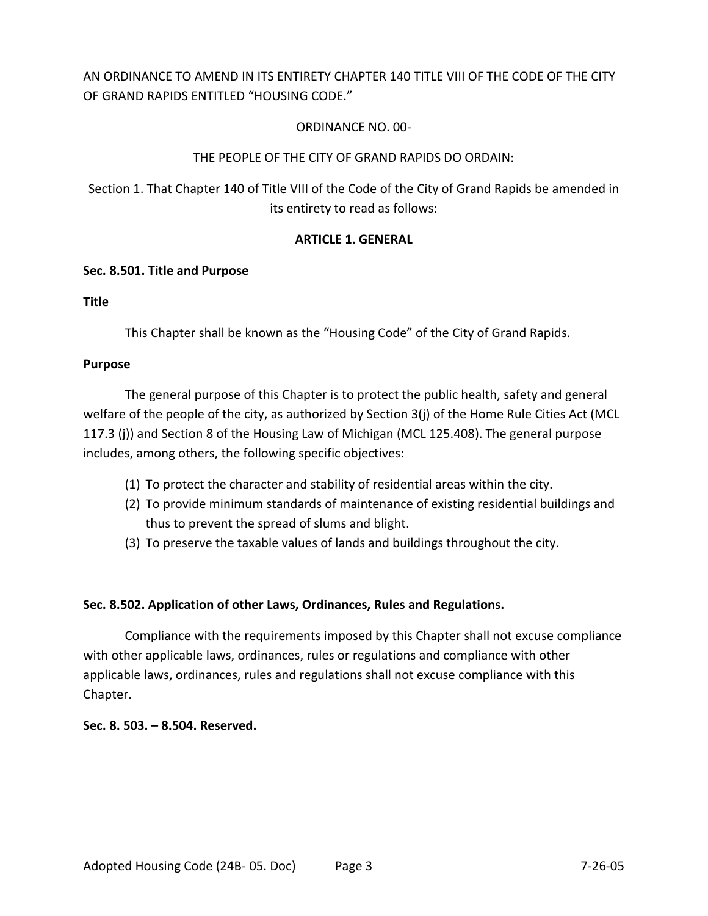AN ORDINANCE TO AMEND IN ITS ENTIRETY CHAPTER 140 TITLE VIII OF THE CODE OF THE CITY OF GRAND RAPIDS ENTITLED "HOUSING CODE."

ORDINANCE NO. 00-

THE PEOPLE OF THE CITY OF GRAND RAPIDS DO ORDAIN:

Section 1. That Chapter 140 of Title VIII of the Code of the City of Grand Rapids be amended in its entirety to read as follows:

## ARTICLE 1. GENERAL

### Sec. 8.501. Title and Purpose

**Title**

This Chapter shall be known as the "Housing Code" of the City of Grand Rapids.

**Purpose**

The general purpose of this Chapter is to protect the public health, safety and general welfare of the people of the city, as authorized by Section 3(j) of the Home Rule Cities Act (MCL 117.3 (j)) and Section 8 of the Housing Law of Michigan (MCL 125.408). The general purpose includes, among others, the following specific objectives:

(1) To protect the character and stability of residential areas within the city.
(2) To provide minimum standards of maintenance of existing residential buildings and thus to prevent the spread of slums and blight.
(3) To preserve the taxable values of lands and buildings throughout the city.

### Sec. 8.502. Application of other Laws, Ordinances, Rules and Regulations.

Compliance with the requirements imposed by this Chapter shall not excuse compliance with other applicable laws, ordinances, rules or regulations and compliance with other applicable laws, ordinances, rules and regulations shall not excuse compliance with this Chapter.

### Sec. 8. 503. – 8.504. Reserved.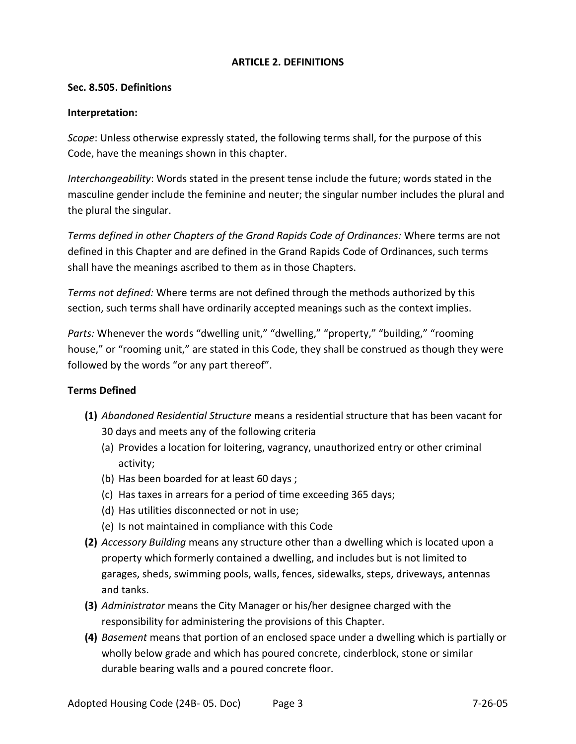## ARTICLE 2. DEFINITIONS

### Sec. 8.505. Definitions

**Interpretation:**

*Scope*: Unless otherwise expressly stated, the following terms shall, for the purpose of this Code, have the meanings shown in this chapter.

*Interchangeability*: Words stated in the present tense include the future; words stated in the masculine gender include the feminine and neuter; the singular number includes the plural and the plural the singular.

*Terms defined in other Chapters of the Grand Rapids Code of Ordinances:* Where terms are not defined in this Chapter and are defined in the Grand Rapids Code of Ordinances, such terms shall have the meanings ascribed to them as in those Chapters.

*Terms not defined:* Where terms are not defined through the methods authorized by this section, such terms shall have ordinarily accepted meanings such as the context implies.

*Parts:* Whenever the words "dwelling unit," "dwelling," "property," "building," "rooming house," or "rooming unit," are stated in this Code, they shall be construed as though they were followed by the words "or any part thereof".

**Terms Defined**

**(1)** *Abandoned Residential Structure* means a residential structure that has been vacant for 30 days and meets any of the following criteria

   (a) Provides a location for loitering, vagrancy, unauthorized entry or other criminal activity;

   (b) Has been boarded for at least 60 days ;

   (c) Has taxes in arrears for a period of time exceeding 365 days;

   (d) Has utilities disconnected or not in use;

   (e) Is not maintained in compliance with this Code

**(2)** *Accessory Building* means any structure other than a dwelling which is located upon a property which formerly contained a dwelling, and includes but is not limited to garages, sheds, swimming pools, walls, fences, sidewalks, steps, driveways, antennas and tanks.

**(3)** *Administrator* means the City Manager or his/her designee charged with the responsibility for administering the provisions of this Chapter.

**(4)** *Basement* means that portion of an enclosed space under a dwelling which is partially or wholly below grade and which has poured concrete, cinderblock, stone or similar durable bearing walls and a poured concrete floor.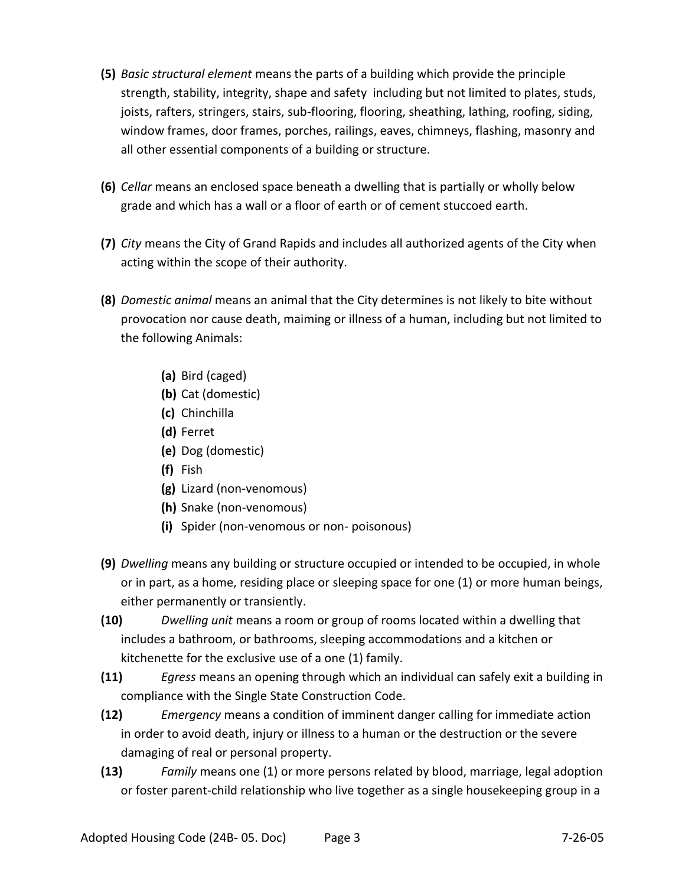**(5)** *Basic structural element* means the parts of a building which provide the principle strength, stability, integrity, shape and safety including but not limited to plates, studs, joists, rafters, stringers, stairs, sub-flooring, flooring, sheathing, lathing, roofing, siding, window frames, door frames, porches, railings, eaves, chimneys, flashing, masonry and all other essential components of a building or structure.

**(6)** *Cellar* means an enclosed space beneath a dwelling that is partially or wholly below grade and which has a wall or a floor of earth or of cement stuccoed earth.

**(7)** *City* means the City of Grand Rapids and includes all authorized agents of the City when acting within the scope of their authority.

**(8)** *Domestic animal* means an animal that the City determines is not likely to bite without provocation nor cause death, maiming or illness of a human, including but not limited to the following Animals:

- **(a)** Bird (caged)
- **(b)** Cat (domestic)
- **(c)** Chinchilla
- **(d)** Ferret
- **(e)** Dog (domestic)
- **(f)** Fish
- **(g)** Lizard (non-venomous)
- **(h)** Snake (non-venomous)
- **(i)** Spider (non-venomous or non- poisonous)

**(9)** *Dwelling* means any building or structure occupied or intended to be occupied, in whole or in part, as a home, residing place or sleeping space for one (1) or more human beings, either permanently or transiently.

**(10)** *Dwelling unit* means a room or group of rooms located within a dwelling that includes a bathroom, or bathrooms, sleeping accommodations and a kitchen or kitchenette for the exclusive use of a one (1) family.

**(11)** *Egress* means an opening through which an individual can safely exit a building in compliance with the Single State Construction Code.

**(12)** *Emergency* means a condition of imminent danger calling for immediate action in order to avoid death, injury or illness to a human or the destruction or the severe damaging of real or personal property.

**(13)** *Family* means one (1) or more persons related by blood, marriage, legal adoption or foster parent-child relationship who live together as a single housekeeping group in a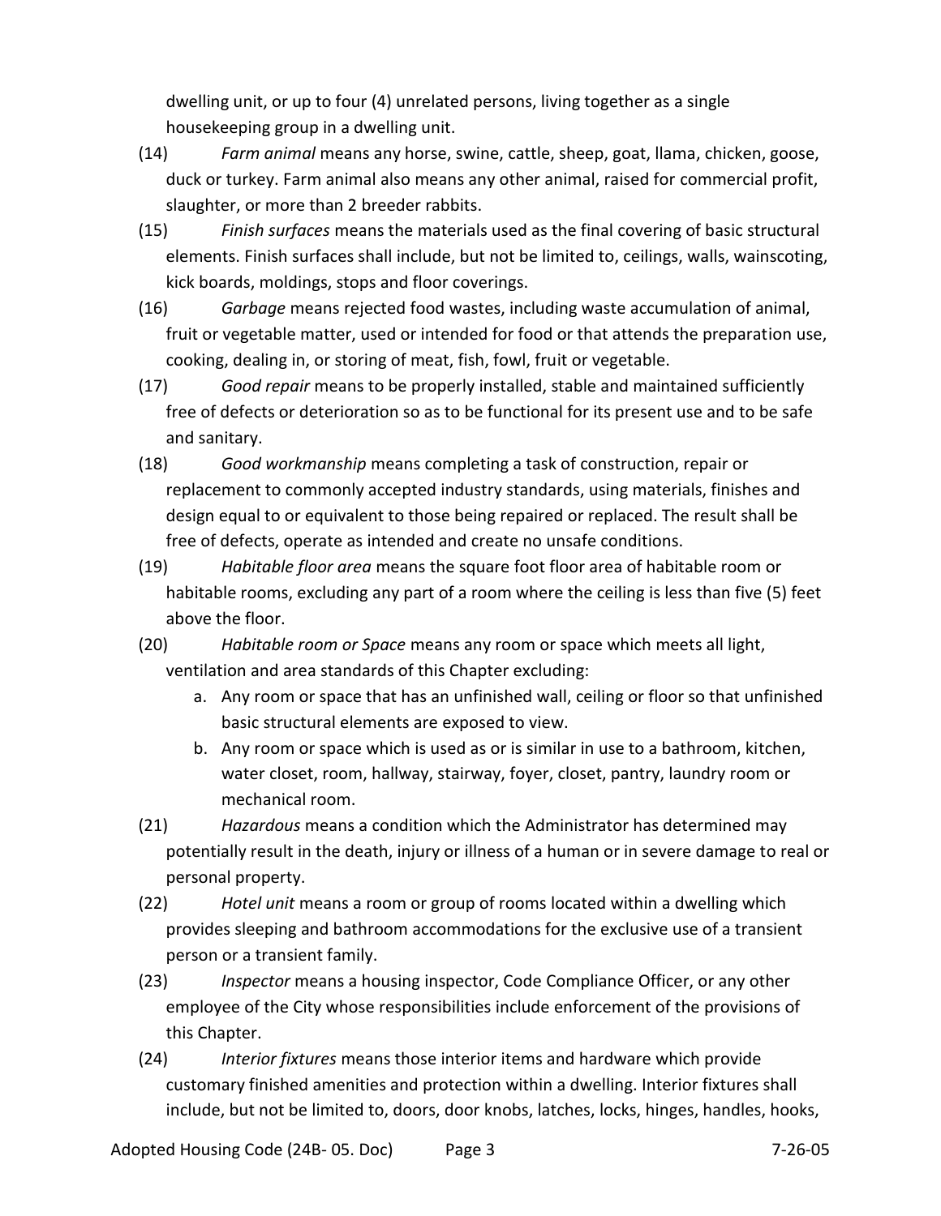dwelling unit, or up to four (4) unrelated persons, living together as a single housekeeping group in a dwelling unit.

(14) *Farm animal* means any horse, swine, cattle, sheep, goat, llama, chicken, goose, duck or turkey. Farm animal also means any other animal, raised for commercial profit, slaughter, or more than 2 breeder rabbits.

(15) *Finish surfaces* means the materials used as the final covering of basic structural elements. Finish surfaces shall include, but not be limited to, ceilings, walls, wainscoting, kick boards, moldings, stops and floor coverings.

(16) *Garbage* means rejected food wastes, including waste accumulation of animal, fruit or vegetable matter, used or intended for food or that attends the preparation use, cooking, dealing in, or storing of meat, fish, fowl, fruit or vegetable.

(17) *Good repair* means to be properly installed, stable and maintained sufficiently free of defects or deterioration so as to be functional for its present use and to be safe and sanitary.

(18) *Good workmanship* means completing a task of construction, repair or replacement to commonly accepted industry standards, using materials, finishes and design equal to or equivalent to those being repaired or replaced. The result shall be free of defects, operate as intended and create no unsafe conditions.

(19) *Habitable floor area* means the square foot floor area of habitable room or habitable rooms, excluding any part of a room where the ceiling is less than five (5) feet above the floor.

(20) *Habitable room or Space* means any room or space which meets all light, ventilation and area standards of this Chapter excluding:

a. Any room or space that has an unfinished wall, ceiling or floor so that unfinished basic structural elements are exposed to view.
b. Any room or space which is used as or is similar in use to a bathroom, kitchen, water closet, room, hallway, stairway, foyer, closet, pantry, laundry room or mechanical room.

(21) *Hazardous* means a condition which the Administrator has determined may potentially result in the death, injury or illness of a human or in severe damage to real or personal property.

(22) *Hotel unit* means a room or group of rooms located within a dwelling which provides sleeping and bathroom accommodations for the exclusive use of a transient person or a transient family.

(23) *Inspector* means a housing inspector, Code Compliance Officer, or any other employee of the City whose responsibilities include enforcement of the provisions of this Chapter.

(24) *Interior fixtures* means those interior items and hardware which provide customary finished amenities and protection within a dwelling. Interior fixtures shall include, but not be limited to, doors, door knobs, latches, locks, hinges, handles, hooks,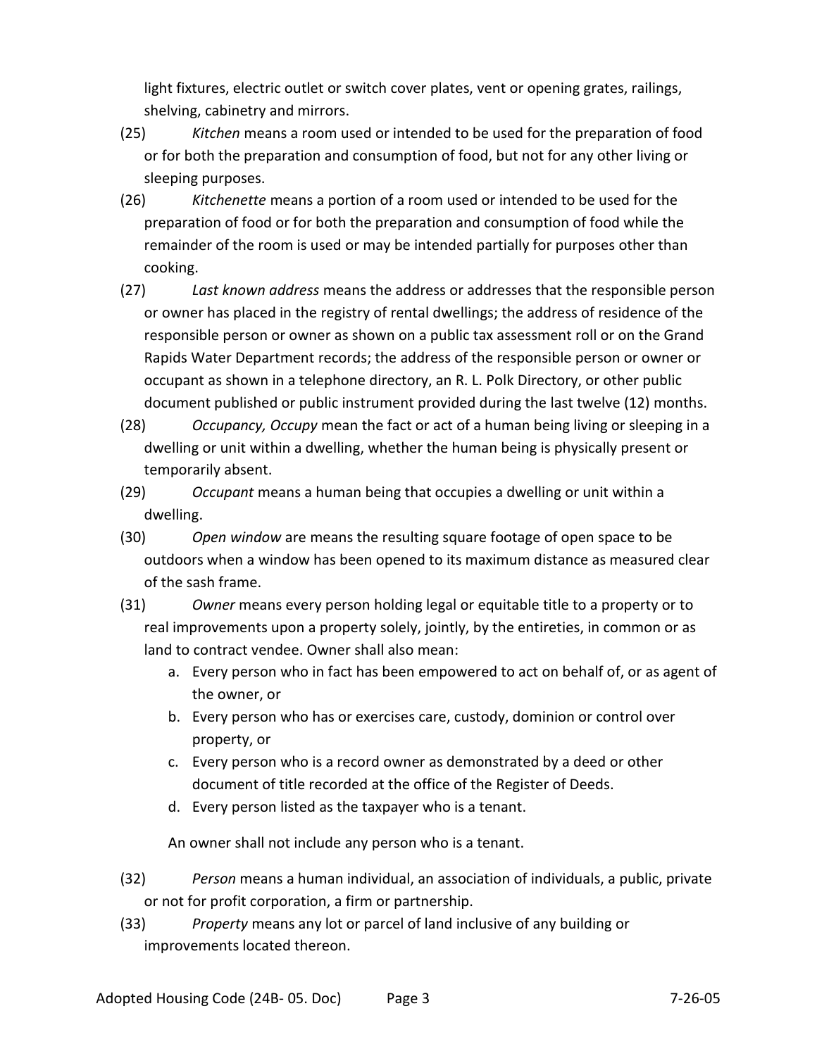light fixtures, electric outlet or switch cover plates, vent or opening grates, railings, shelving, cabinetry and mirrors.

(25) *Kitchen* means a room used or intended to be used for the preparation of food or for both the preparation and consumption of food, but not for any other living or sleeping purposes.

(26) *Kitchenette* means a portion of a room used or intended to be used for the preparation of food or for both the preparation and consumption of food while the remainder of the room is used or may be intended partially for purposes other than cooking.

(27) *Last known address* means the address or addresses that the responsible person or owner has placed in the registry of rental dwellings; the address of residence of the responsible person or owner as shown on a public tax assessment roll or on the Grand Rapids Water Department records; the address of the responsible person or owner or occupant as shown in a telephone directory, an R. L. Polk Directory, or other public document published or public instrument provided during the last twelve (12) months.

(28) *Occupancy, Occupy* mean the fact or act of a human being living or sleeping in a dwelling or unit within a dwelling, whether the human being is physically present or temporarily absent.

(29) *Occupant* means a human being that occupies a dwelling or unit within a dwelling.

(30) *Open window* are means the resulting square footage of open space to be outdoors when a window has been opened to its maximum distance as measured clear of the sash frame.

(31) *Owner* means every person holding legal or equitable title to a property or to real improvements upon a property solely, jointly, by the entireties, in common or as land to contract vendee. Owner shall also mean:

a. Every person who in fact has been empowered to act on behalf of, or as agent of the owner, or
b. Every person who has or exercises care, custody, dominion or control over property, or
c. Every person who is a record owner as demonstrated by a deed or other document of title recorded at the office of the Register of Deeds.
d. Every person listed as the taxpayer who is a tenant.

An owner shall not include any person who is a tenant.

(32) *Person* means a human individual, an association of individuals, a public, private or not for profit corporation, a firm or partnership.

(33) *Property* means any lot or parcel of land inclusive of any building or improvements located thereon.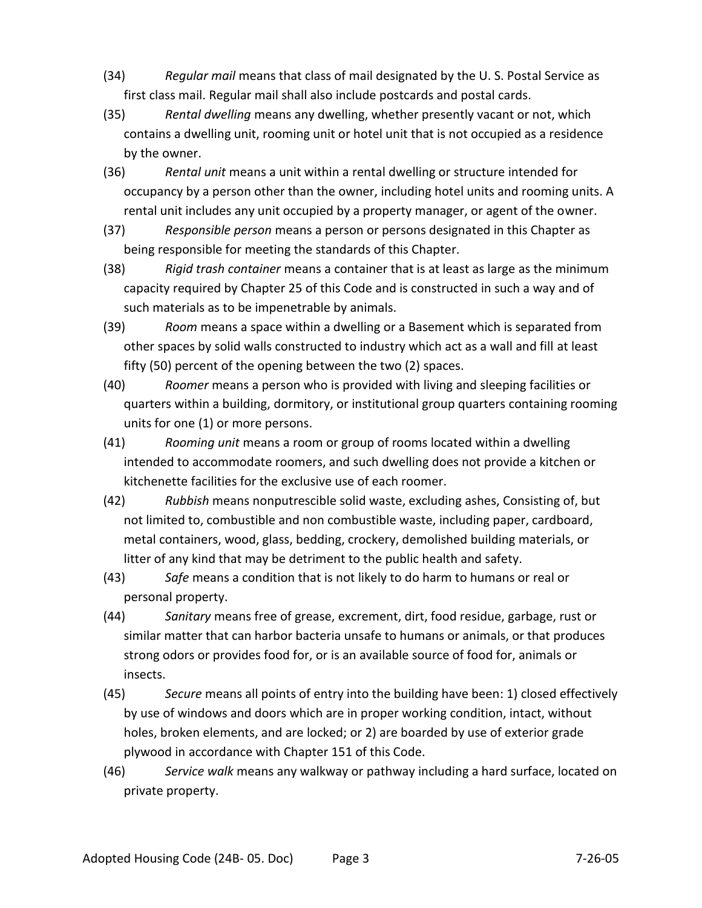(34) *Regular mail* means that class of mail designated by the U. S. Postal Service as first class mail. Regular mail shall also include postcards and postal cards.

(35) *Rental dwelling* means any dwelling, whether presently vacant or not, which contains a dwelling unit, rooming unit or hotel unit that is not occupied as a residence by the owner.

(36) *Rental unit* means a unit within a rental dwelling or structure intended for occupancy by a person other than the owner, including hotel units and rooming units. A rental unit includes any unit occupied by a property manager, or agent of the owner.

(37) *Responsible person* means a person or persons designated in this Chapter as being responsible for meeting the standards of this Chapter.

(38) *Rigid trash container* means a container that is at least as large as the minimum capacity required by Chapter 25 of this Code and is constructed in such a way and of such materials as to be impenetrable by animals.

(39) *Room* means a space within a dwelling or a Basement which is separated from other spaces by solid walls constructed to industry which act as a wall and fill at least fifty (50) percent of the opening between the two (2) spaces.

(40) *Roomer* means a person who is provided with living and sleeping facilities or quarters within a building, dormitory, or institutional group quarters containing rooming units for one (1) or more persons.

(41) *Rooming unit* means a room or group of rooms located within a dwelling intended to accommodate roomers, and such dwelling does not provide a kitchen or kitchenette facilities for the exclusive use of each roomer.

(42) *Rubbish* means nonputrescible solid waste, excluding ashes, Consisting of, but not limited to, combustible and non combustible waste, including paper, cardboard, metal containers, wood, glass, bedding, crockery, demolished building materials, or litter of any kind that may be detriment to the public health and safety.

(43) *Safe* means a condition that is not likely to do harm to humans or real or personal property.

(44) *Sanitary* means free of grease, excrement, dirt, food residue, garbage, rust or similar matter that can harbor bacteria unsafe to humans or animals, or that produces strong odors or provides food for, or is an available source of food for, animals or insects.

(45) *Secure* means all points of entry into the building have been: 1) closed effectively by use of windows and doors which are in proper working condition, intact, without holes, broken elements, and are locked; or 2) are boarded by use of exterior grade plywood in accordance with Chapter 151 of this Code.

(46) *Service walk* means any walkway or pathway including a hard surface, located on private property.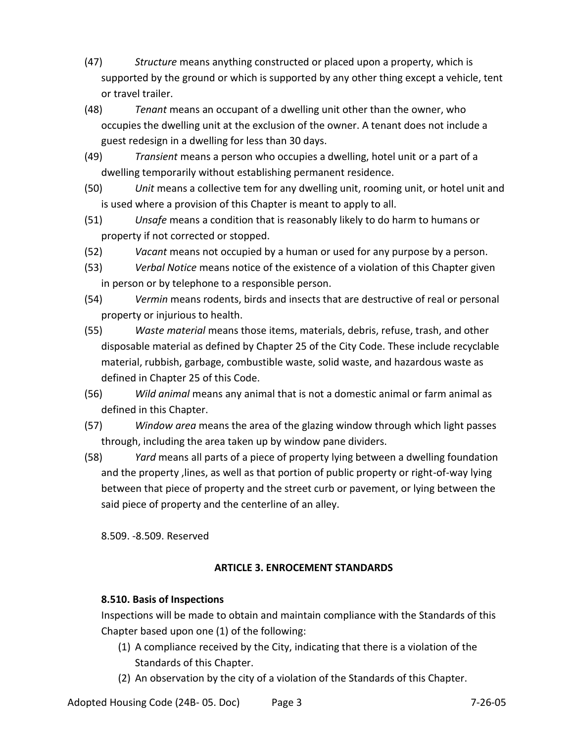(47) *Structure* means anything constructed or placed upon a property, which is supported by the ground or which is supported by any other thing except a vehicle, tent or travel trailer.

(48) *Tenant* means an occupant of a dwelling unit other than the owner, who occupies the dwelling unit at the exclusion of the owner. A tenant does not include a guest redesign in a dwelling for less than 30 days.

(49) *Transient* means a person who occupies a dwelling, hotel unit or a part of a dwelling temporarily without establishing permanent residence.

(50) *Unit* means a collective tem for any dwelling unit, rooming unit, or hotel unit and is used where a provision of this Chapter is meant to apply to all.

(51) *Unsafe* means a condition that is reasonably likely to do harm to humans or property if not corrected or stopped.

(52) *Vacant* means not occupied by a human or used for any purpose by a person.

(53) *Verbal Notice* means notice of the existence of a violation of this Chapter given in person or by telephone to a responsible person.

(54) *Vermin* means rodents, birds and insects that are destructive of real or personal property or injurious to health.

(55) *Waste material* means those items, materials, debris, refuse, trash, and other disposable material as defined by Chapter 25 of the City Code. These include recyclable material, rubbish, garbage, combustible waste, solid waste, and hazardous waste as defined in Chapter 25 of this Code.

(56) *Wild animal* means any animal that is not a domestic animal or farm animal as defined in this Chapter.

(57) *Window area* means the area of the glazing window through which light passes through, including the area taken up by window pane dividers.

(58) *Yard* means all parts of a piece of property lying between a dwelling foundation and the property ,lines, as well as that portion of public property or right-of-way lying between that piece of property and the street curb or pavement, or lying between the said piece of property and the centerline of an alley.

8.509. -8.509. Reserved

## ARTICLE 3. ENROCEMENT STANDARDS

### 8.510. Basis of Inspections

Inspections will be made to obtain and maintain compliance with the Standards of this Chapter based upon one (1) of the following:

1. A compliance received by the City, indicating that there is a violation of the Standards of this Chapter.
2. An observation by the city of a violation of the Standards of this Chapter.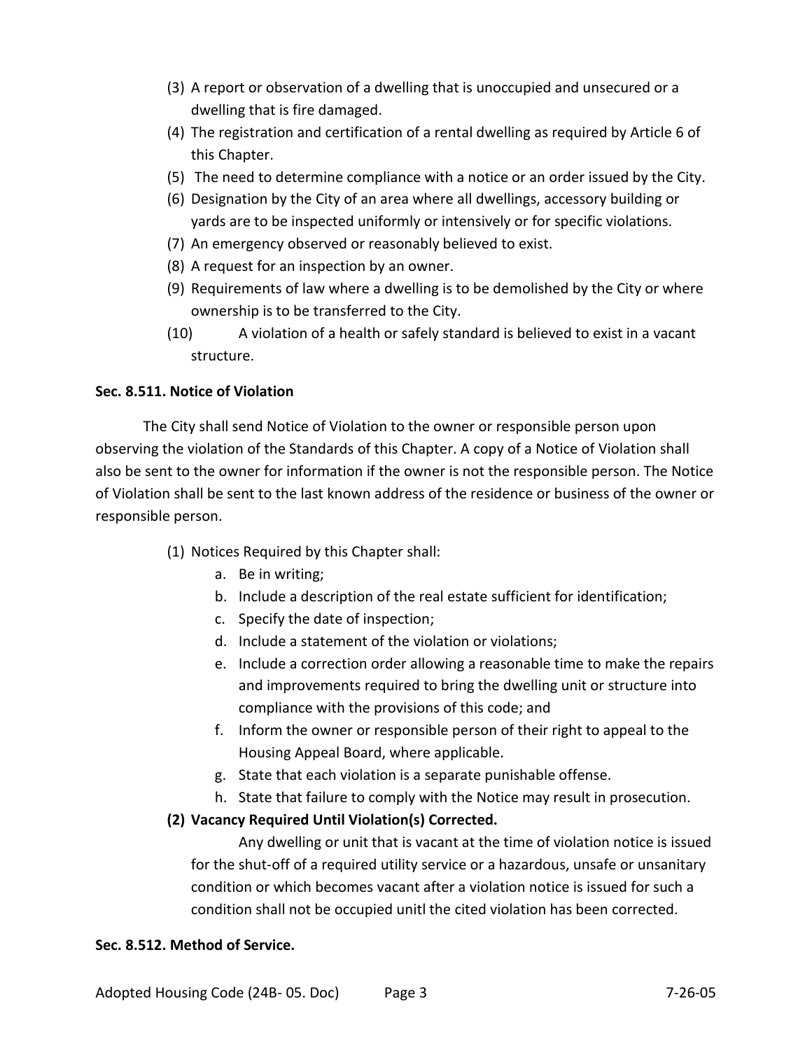(3) A report or observation of a dwelling that is unoccupied and unsecured or a dwelling that is fire damaged.

(4) The registration and certification of a rental dwelling as required by Article 6 of this Chapter.

(5) The need to determine compliance with a notice or an order issued by the City.

(6) Designation by the City of an area where all dwellings, accessory building or yards are to be inspected uniformly or intensively or for specific violations.

(7) An emergency observed or reasonably believed to exist.

(8) A request for an inspection by an owner.

(9) Requirements of law where a dwelling is to be demolished by the City or where ownership is to be transferred to the City.

(10) A violation of a health or safely standard is believed to exist in a vacant structure.

**Sec. 8.511. Notice of Violation**

The City shall send Notice of Violation to the owner or responsible person upon observing the violation of the Standards of this Chapter. A copy of a Notice of Violation shall also be sent to the owner for information if the owner is not the responsible person. The Notice of Violation shall be sent to the last known address of the residence or business of the owner or responsible person.

(1) Notices Required by this Chapter shall:

a. Be in writing;
b. Include a description of the real estate sufficient for identification;
c. Specify the date of inspection;
d. Include a statement of the violation or violations;
e. Include a correction order allowing a reasonable time to make the repairs and improvements required to bring the dwelling unit or structure into compliance with the provisions of this code; and
f. Inform the owner or responsible person of their right to appeal to the Housing Appeal Board, where applicable.
g. State that each violation is a separate punishable offense.
h. State that failure to comply with the Notice may result in prosecution.

**(2) Vacancy Required Until Violation(s) Corrected.**

Any dwelling or unit that is vacant at the time of violation notice is issued for the shut-off of a required utility service or a hazardous, unsafe or unsanitary condition or which becomes vacant after a violation notice is issued for such a condition shall not be occupied unitl the cited violation has been corrected.

**Sec. 8.512. Method of Service.**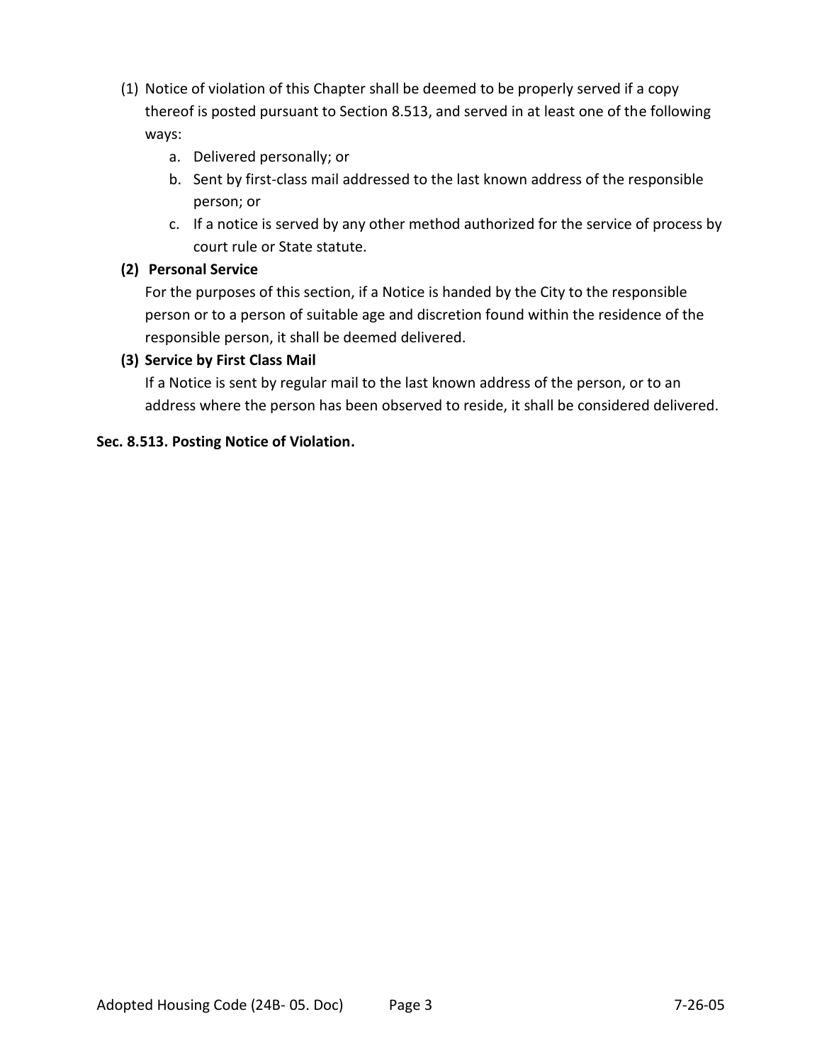(1) Notice of violation of this Chapter shall be deemed to be properly served if a copy thereof is posted pursuant to Section 8.513, and served in at least one of the following ways:

   a. Delivered personally; or
   b. Sent by first-class mail addressed to the last known address of the responsible person; or
   c. If a notice is served by any other method authorized for the service of process by court rule or State statute.

**(2) Personal Service**

For the purposes of this section, if a Notice is handed by the City to the responsible person or to a person of suitable age and discretion found within the residence of the responsible person, it shall be deemed delivered.

**(3) Service by First Class Mail**

If a Notice is sent by regular mail to the last known address of the person, or to an address where the person has been observed to reside, it shall be considered delivered.

**Sec. 8.513. Posting Notice of Violation.**